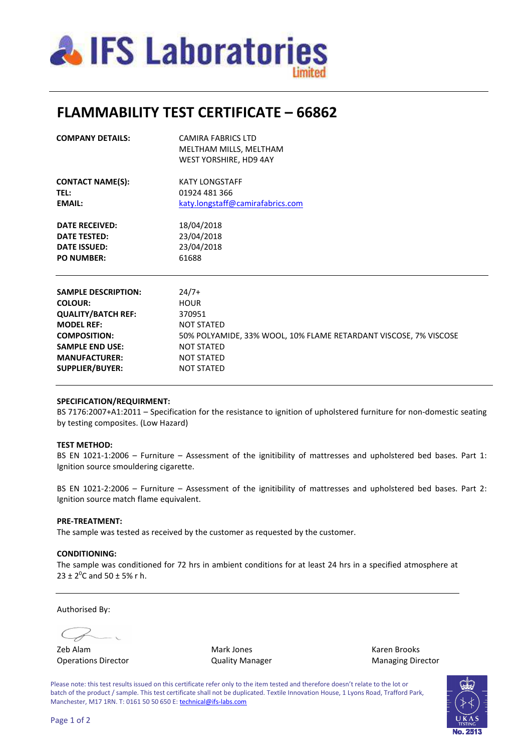IFS Laboratories Limited

# FLAMMABILITY TEST CERTIFICATE – 66862

| | |
|---|---|
| **COMPANY DETAILS:** | CAMIRA FABRICS LTD<br>MELTHAM MILLS, MELTHAM<br>WEST YORSHIRE, HD9 4AY |
| **CONTACT NAME(S):** | KATY LONGSTAFF |
| **TEL:** | 01924 481 366 |
| **EMAIL:** | katy.longstaff@camirafabrics.com |
| **DATE RECEIVED:** | 18/04/2018 |
| **DATE TESTED:** | 23/04/2018 |
| **DATE ISSUED:** | 23/04/2018 |
| **PO NUMBER:** | 61688 |

| | |
|---|---|
| **SAMPLE DESCRIPTION:** | 24/7+ |
| **COLOUR:** | HOUR |
| **QUALITY/BATCH REF:** | 370951 |
| **MODEL REF:** | NOT STATED |
| **COMPOSITION:** | 50% POLYAMIDE, 33% WOOL, 10% FLAME RETARDANT VISCOSE, 7% VISCOSE |
| **SAMPLE END USE:** | NOT STATED |
| **MANUFACTURER:** | NOT STATED |
| **SUPPLIER/BUYER:** | NOT STATED |

**SPECIFICATION/REQUIRMENT:**
BS 7176:2007+A1:2011 – Specification for the resistance to ignition of upholstered furniture for non-domestic seating by testing composites. (Low Hazard)

**TEST METHOD:**
BS EN 1021-1:2006 – Furniture – Assessment of the ignitibility of mattresses and upholstered bed bases. Part 1: Ignition source smouldering cigarette.

BS EN 1021-2:2006 – Furniture – Assessment of the ignitibility of mattresses and upholstered bed bases. Part 2: Ignition source match flame equivalent.

**PRE-TREATMENT:**
The sample was tested as received by the customer as requested by the customer.

**CONDITIONING:**
The sample was conditioned for 72 hrs in ambient conditions for at least 24 hrs in a specified atmosphere at 23 ± 2$^{0}$C and 50 ± 5% r h.

Authorised By:

| | | |
|---|---|---|
| Zeb Alam | Mark Jones | Karen Brooks |
| Operations Director | Quality Manager | Managing Director |

Please note: this test results issued on this certificate refer only to the item tested and therefore doesn't relate to the lot or batch of the product / sample. This test certificate shall not be duplicated. Textile Innovation House, 1 Lyons Road, Trafford Park, Manchester, M17 1RN. T: 0161 50 50 650 E: technical@ifs-labs.com

UKAS TESTING No. 2513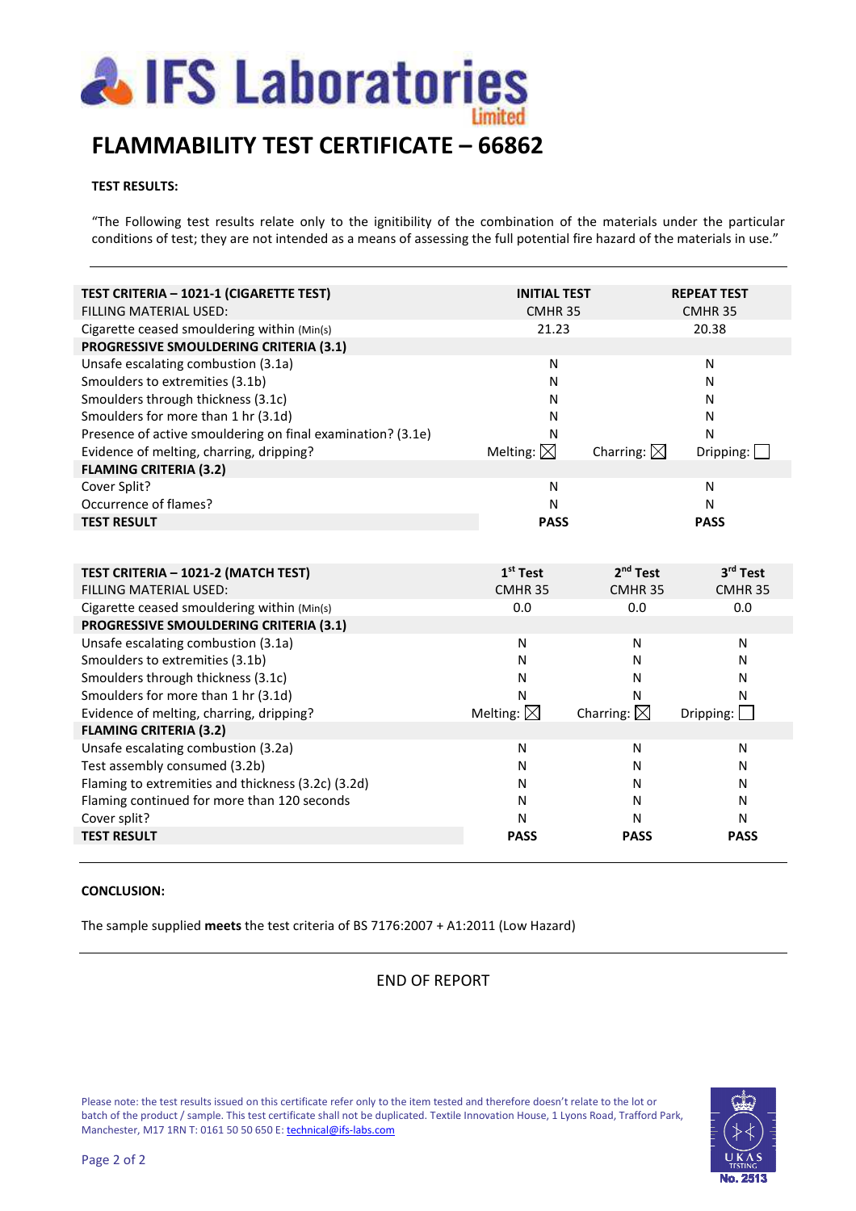# IFS Laboratories Limited

# FLAMMABILITY TEST CERTIFICATE – 66862

**TEST RESULTS:**

"The Following test results relate only to the ignitibility of the combination of the materials under the particular conditions of test; they are not intended as a means of assessing the full potential fire hazard of the materials in use."

| **TEST CRITERIA – 1021-1 (CIGARETTE TEST)** | **INITIAL TEST** | | **REPEAT TEST** |
|---|---|---|---|
| FILLING MATERIAL USED: | CMHR 35 | | CMHR 35 |
| Cigarette ceased smouldering within (Min(s) | 21.23 | | 20.38 |
| **PROGRESSIVE SMOULDERING CRITERIA (3.1)** | | | |
| Unsafe escalating combustion (3.1a) | N | | N |
| Smoulders to extremities (3.1b) | N | | N |
| Smoulders through thickness (3.1c) | N | | N |
| Smoulders for more than 1 hr (3.1d) | N | | N |
| Presence of active smouldering on final examination? (3.1e) | N | | N |
| Evidence of melting, charring, dripping? | Melting: ☒ | Charring: ☒ | Dripping: ☐ |
| **FLAMING CRITERIA (3.2)** | | | |
| Cover Split? | N | | N |
| Occurrence of flames? | N | | N |
| **TEST RESULT** | **PASS** | | **PASS** |

| **TEST CRITERIA – 1021-2 (MATCH TEST)** | **1st Test** | **2nd Test** | **3rd Test** |
|---|---|---|---|
| FILLING MATERIAL USED: | CMHR 35 | CMHR 35 | CMHR 35 |
| Cigarette ceased smouldering within (Min(s) | 0.0 | 0.0 | 0.0 |
| **PROGRESSIVE SMOULDERING CRITERIA (3.1)** | | | |
| Unsafe escalating combustion (3.1a) | N | N | N |
| Smoulders to extremities (3.1b) | N | N | N |
| Smoulders through thickness (3.1c) | N | N | N |
| Smoulders for more than 1 hr (3.1d) | N | N | N |
| Evidence of melting, charring, dripping? | Melting: ☒ | Charring: ☒ | Dripping: ☐ |
| **FLAMING CRITERIA (3.2)** | | | |
| Unsafe escalating combustion (3.2a) | N | N | N |
| Test assembly consumed (3.2b) | N | N | N |
| Flaming to extremities and thickness (3.2c) (3.2d) | N | N | N |
| Flaming continued for more than 120 seconds | N | N | N |
| Cover split? | N | N | N |
| **TEST RESULT** | **PASS** | **PASS** | **PASS** |

**CONCLUSION:**

The sample supplied **meets** the test criteria of BS 7176:2007 + A1:2011 (Low Hazard)

END OF REPORT

Please note: the test results issued on this certificate refer only to the item tested and therefore doesn't relate to the lot or batch of the product / sample. This test certificate shall not be duplicated. Textile Innovation House, 1 Lyons Road, Trafford Park, Manchester, M17 1RN T: 0161 50 50 650 E: technical@ifs-labs.com

UKAS TESTING No. 2513